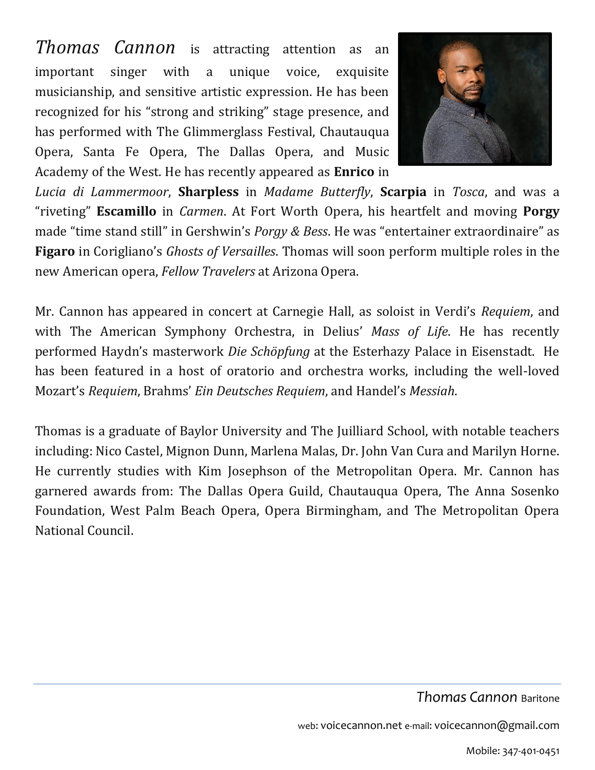*Thomas Cannon* is attracting attention as an important singer with a unique voice, exquisite musicianship, and sensitive artistic expression. He has been recognized for his "strong and striking" stage presence, and has performed with The Glimmerglass Festival, Chautauqua Opera, Santa Fe Opera, The Dallas Opera, and Music Academy of the West. He has recently appeared as **Enrico** in *Lucia di Lammermoor*, **Sharpless** in *Madame Butterfly*, **Scarpia** in *Tosca*, and was a "riveting" **Escamillo** in *Carmen*. At Fort Worth Opera, his heartfelt and moving **Porgy** made "time stand still" in Gershwin's *Porgy & Bess*. He was "entertainer extraordinaire" as **Figaro** in Corigliano's *Ghosts of Versailles*. Thomas will soon perform multiple roles in the new American opera, *Fellow Travelers* at Arizona Opera.

Mr. Cannon has appeared in concert at Carnegie Hall, as soloist in Verdi's *Requiem*, and with The American Symphony Orchestra, in Delius' *Mass of Life*. He has recently performed Haydn's masterwork *Die Schöpfung* at the Esterhazy Palace in Eisenstadt. He has been featured in a host of oratorio and orchestra works, including the well-loved Mozart's *Requiem*, Brahms' *Ein Deutsches Requiem*, and Handel's *Messiah*.

Thomas is a graduate of Baylor University and The Juilliard School, with notable teachers including: Nico Castel, Mignon Dunn, Marlena Malas, Dr. John Van Cura and Marilyn Horne. He currently studies with Kim Josephson of the Metropolitan Opera. Mr. Cannon has garnered awards from: The Dallas Opera Guild, Chautauqua Opera, The Anna Sosenko Foundation, West Palm Beach Opera, Opera Birmingham, and The Metropolitan Opera National Council.

*Thomas Cannon* Baritone

web: voicecannon.net e-mail: voicecannon@gmail.com

Mobile: 347-401-0451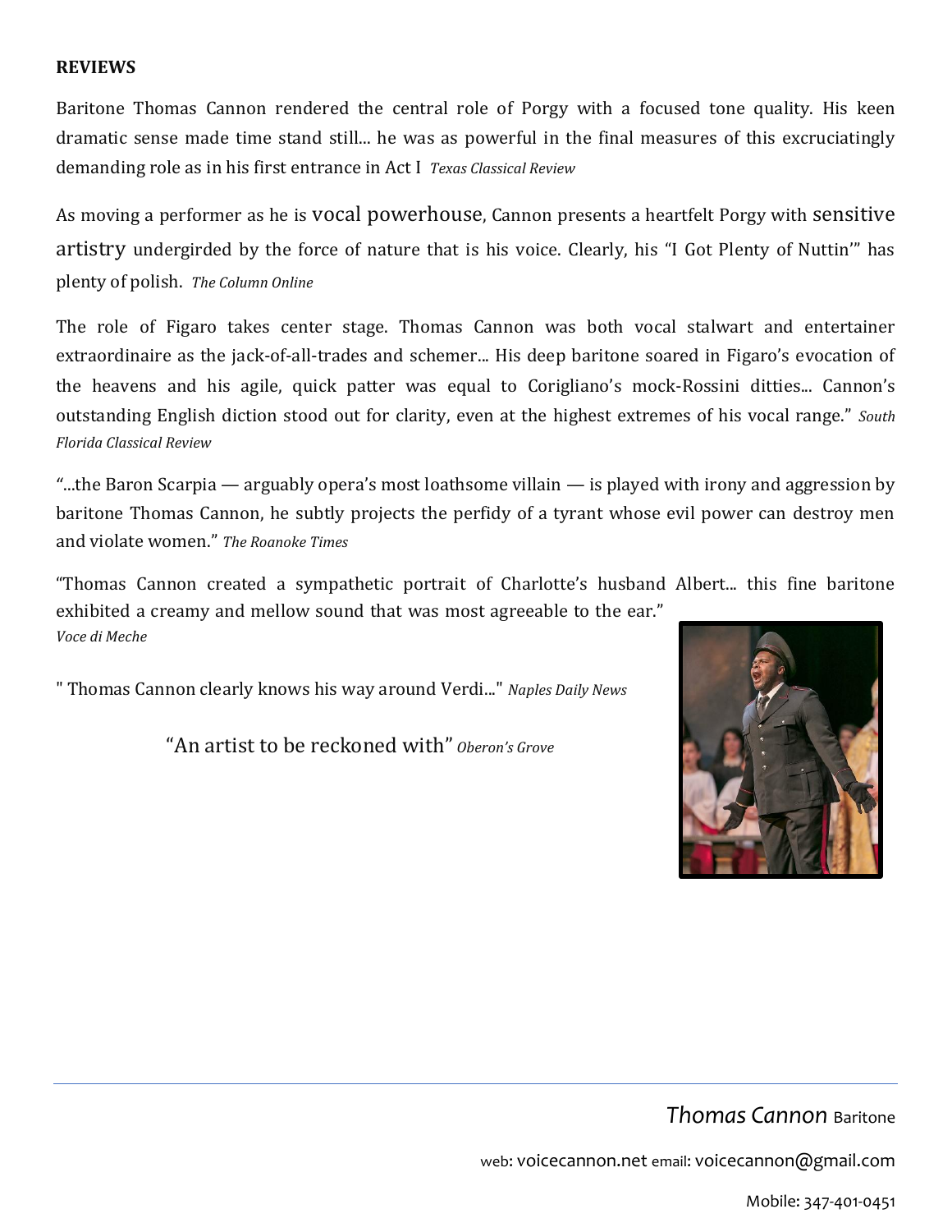**REVIEWS**

Baritone Thomas Cannon rendered the central role of Porgy with a focused tone quality. His keen dramatic sense made time stand still... he was as powerful in the final measures of this excruciatingly demanding role as in his first entrance in Act I *Texas Classical Review*

As moving a performer as he is vocal powerhouse, Cannon presents a heartfelt Porgy with sensitive artistry undergirded by the force of nature that is his voice. Clearly, his "I Got Plenty of Nuttin'" has plenty of polish. *The Column Online*

The role of Figaro takes center stage. Thomas Cannon was both vocal stalwart and entertainer extraordinaire as the jack-of-all-trades and schemer... His deep baritone soared in Figaro's evocation of the heavens and his agile, quick patter was equal to Corigliano's mock-Rossini ditties... Cannon's outstanding English diction stood out for clarity, even at the highest extremes of his vocal range." *South Florida Classical Review*

"...the Baron Scarpia — arguably opera's most loathsome villain — is played with irony and aggression by baritone Thomas Cannon, he subtly projects the perfidy of a tyrant whose evil power can destroy men and violate women." *The Roanoke Times*

"Thomas Cannon created a sympathetic portrait of Charlotte's husband Albert... this fine baritone exhibited a creamy and mellow sound that was most agreeable to the ear." *Voce di Meche*

" Thomas Cannon clearly knows his way around Verdi..." *Naples Daily News*

"An artist to be reckoned with" *Oberon's Grove*

*Thomas Cannon* Baritone

web: voicecannon.net email: voicecannon@gmail.com

Mobile: 347-401-0451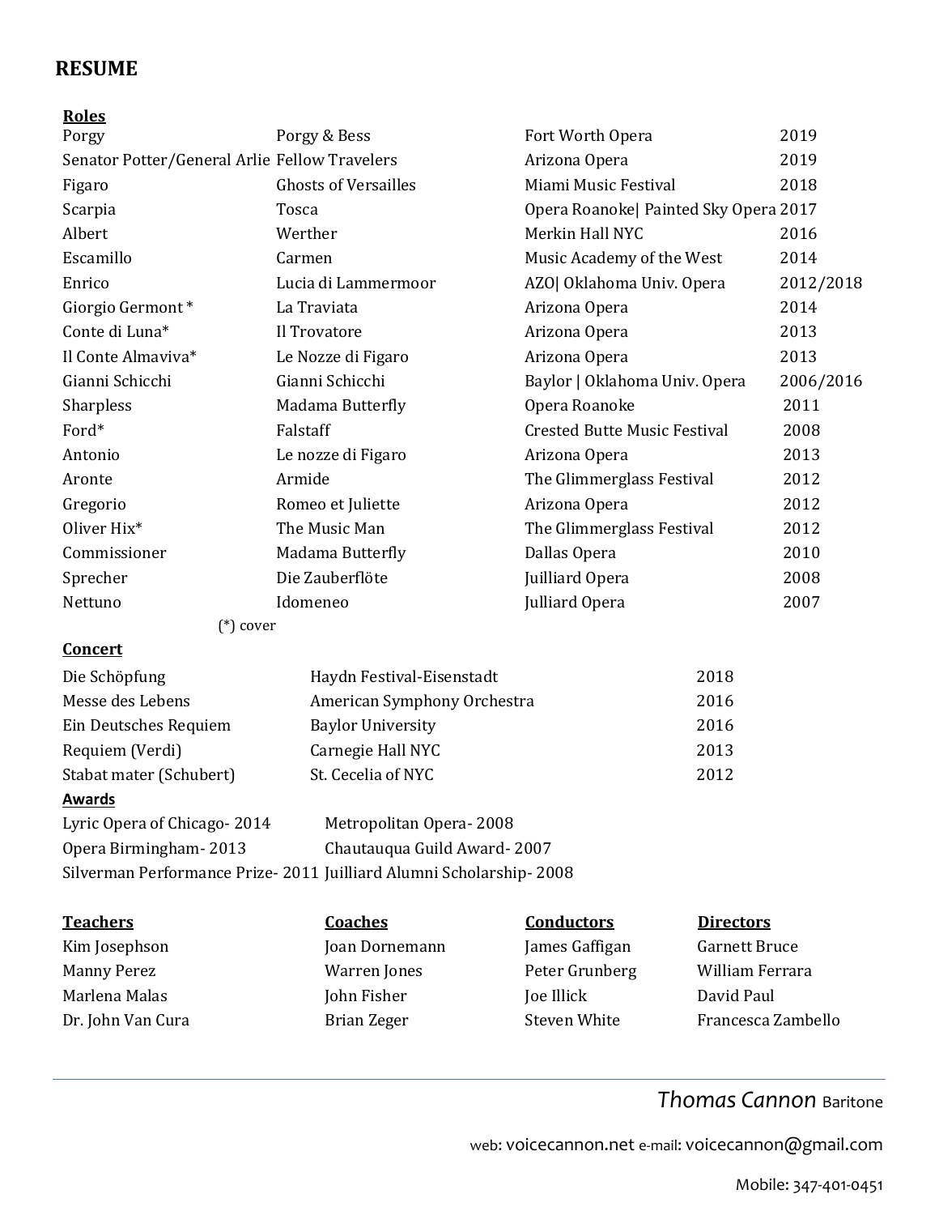# RESUME

**Roles**

| Role | Opera | Company | Year |
|---|---|---|---|
| Porgy | Porgy & Bess | Fort Worth Opera | 2019 |
| Senator Potter/General Arlie | Fellow Travelers | Arizona Opera | 2019 |
| Figaro | Ghosts of Versailles | Miami Music Festival | 2018 |
| Scarpia | Tosca | Opera Roanoke\| Painted Sky Opera | 2017 |
| Albert | Werther | Merkin Hall NYC | 2016 |
| Escamillo | Carmen | Music Academy of the West | 2014 |
| Enrico | Lucia di Lammermoor | AZO\| Oklahoma Univ. Opera | 2012/2018 |
| Giorgio Germont * | La Traviata | Arizona Opera | 2014 |
| Conte di Luna* | Il Trovatore | Arizona Opera | 2013 |
| Il Conte Almaviva* | Le Nozze di Figaro | Arizona Opera | 2013 |
| Gianni Schicchi | Gianni Schicchi | Baylor \| Oklahoma Univ. Opera | 2006/2016 |
| Sharpless | Madama Butterfly | Opera Roanoke | 2011 |
| Ford* | Falstaff | Crested Butte Music Festival | 2008 |
| Antonio | Le nozze di Figaro | Arizona Opera | 2013 |
| Aronte | Armide | The Glimmerglass Festival | 2012 |
| Gregorio | Romeo et Juliette | Arizona Opera | 2012 |
| Oliver Hix* | The Music Man | The Glimmerglass Festival | 2012 |
| Commissioner | Madama Butterfly | Dallas Opera | 2010 |
| Sprecher | Die Zauberflöte | Juilliard Opera | 2008 |
| Nettuno | Idomeneo | Julliard Opera | 2007 |

(*) cover

**Concert**

| Work | Venue | Year |
|---|---|---|
| Die Schöpfung | Haydn Festival-Eisenstadt | 2018 |
| Messe des Lebens | American Symphony Orchestra | 2016 |
| Ein Deutsches Requiem | Baylor University | 2016 |
| Requiem (Verdi) | Carnegie Hall NYC | 2013 |
| Stabat mater (Schubert) | St. Cecelia of NYC | 2012 |

**Awards**

| | |
|---|---|
| Lyric Opera of Chicago- 2014 | Metropolitan Opera- 2008 |
| Opera Birmingham- 2013 | Chautauqua Guild Award- 2007 |
| Silverman Performance Prize- 2011 | Juilliard Alumni Scholarship- 2008 |

| Teachers | Coaches | Conductors | Directors |
|---|---|---|---|
| Kim Josephson | Joan Dornemann | James Gaffigan | Garnett Bruce |
| Manny Perez | Warren Jones | Peter Grunberg | William Ferrara |
| Marlena Malas | John Fisher | Joe Illick | David Paul |
| Dr. John Van Cura | Brian Zeger | Steven White | Francesca Zambello |

*Thomas Cannon* Baritone

web: voicecannon.net e-mail: voicecannon@gmail.com

Mobile: 347-401-0451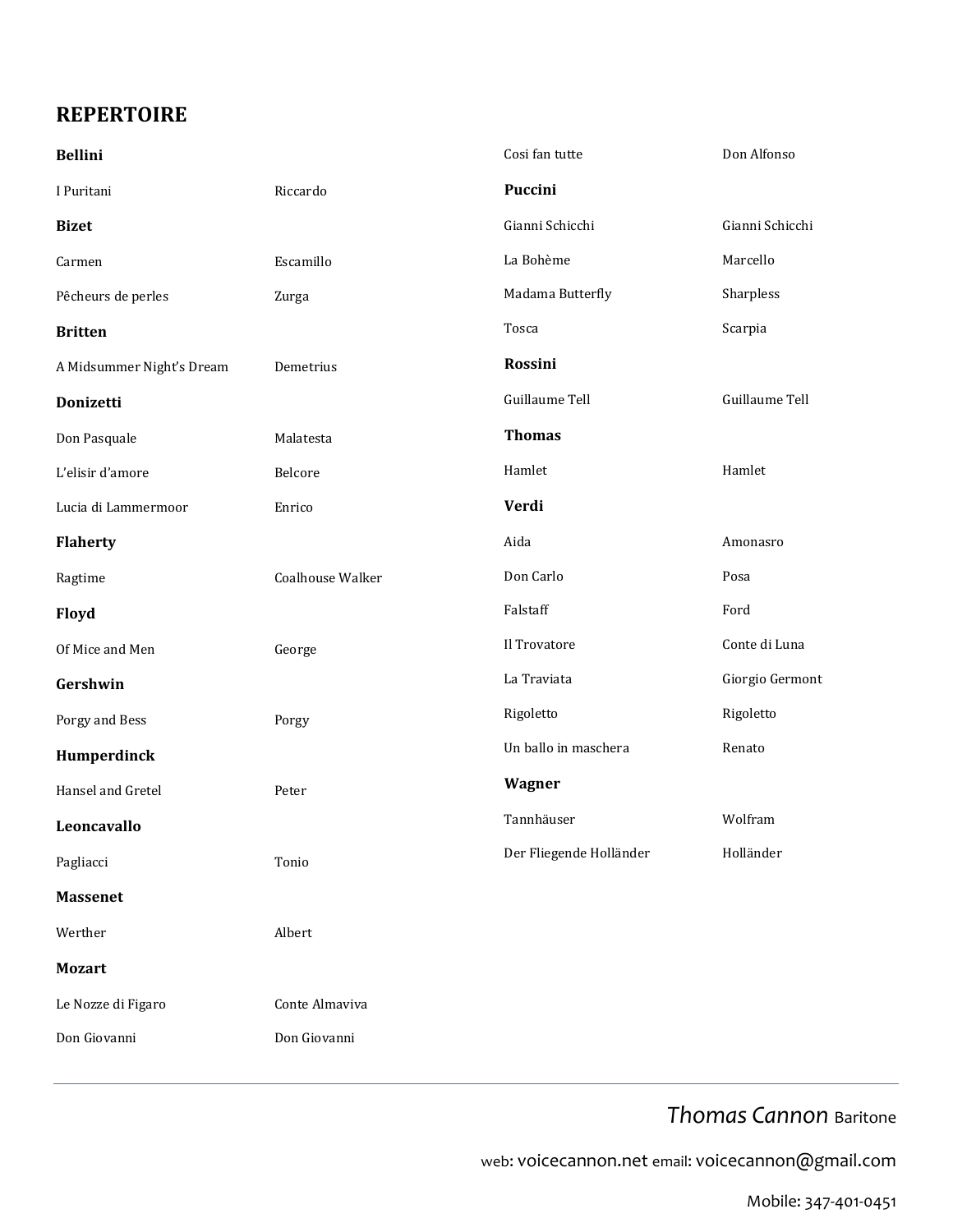## REPERTOIRE

**Bellini**

| | |
|---|---|
| I Puritani | Riccardo |

**Bizet**

| | |
|---|---|
| Carmen | Escamillo |
| Pêcheurs de perles | Zurga |

**Britten**

| | |
|---|---|
| A Midsummer Night's Dream | Demetrius |

**Donizetti**

| | |
|---|---|
| Don Pasquale | Malatesta |
| L'elisir d'amore | Belcore |
| Lucia di Lammermoor | Enrico |

**Flaherty**

| | |
|---|---|
| Ragtime | Coalhouse Walker |

**Floyd**

| | |
|---|---|
| Of Mice and Men | George |

**Gershwin**

| | |
|---|---|
| Porgy and Bess | Porgy |

**Humperdinck**

| | |
|---|---|
| Hansel and Gretel | Peter |

**Leoncavallo**

| | |
|---|---|
| Pagliacci | Tonio |

**Massenet**

| | |
|---|---|
| Werther | Albert |

**Mozart**

| | |
|---|---|
| Le Nozze di Figaro | Conte Almaviva |
| Don Giovanni | Don Giovanni |
| Cosi fan tutte | Don Alfonso |

**Puccini**

| | |
|---|---|
| Gianni Schicchi | Gianni Schicchi |
| La Bohème | Marcello |
| Madama Butterfly | Sharpless |
| Tosca | Scarpia |

**Rossini**

| | |
|---|---|
| Guillaume Tell | Guillaume Tell |

**Thomas**

| | |
|---|---|
| Hamlet | Hamlet |

**Verdi**

| | |
|---|---|
| Aida | Amonasro |
| Don Carlo | Posa |
| Falstaff | Ford |
| Il Trovatore | Conte di Luna |
| La Traviata | Giorgio Germont |
| Rigoletto | Rigoletto |
| Un ballo in maschera | Renato |

**Wagner**

| | |
|---|---|
| Tannhäuser | Wolfram |
| Der Fliegende Holländer | Holländer |

---

*Thomas Cannon* Baritone

web: voicecannon.net email: voicecannon@gmail.com

Mobile: 347-401-0451